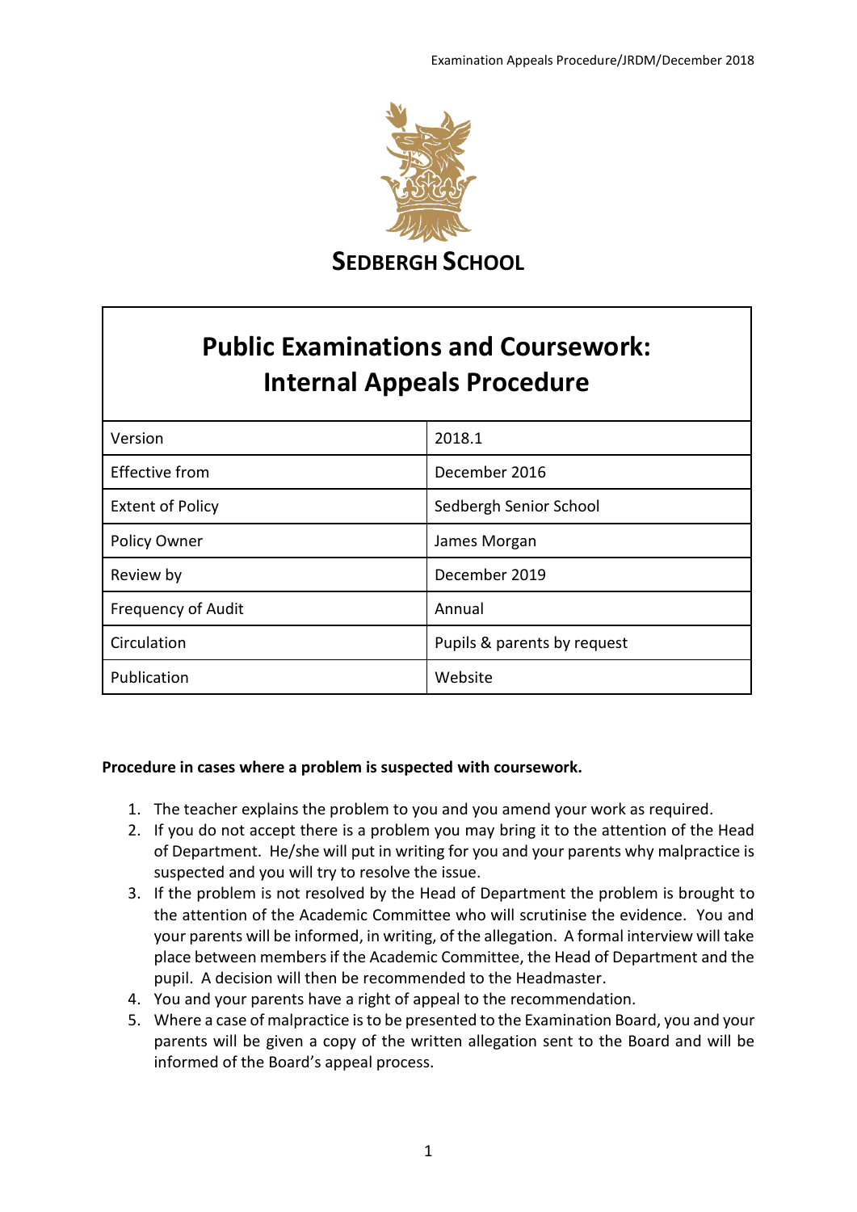**SEDBERGH SCHOOL**

# Public Examinations and Coursework: Internal Appeals Procedure

| | |
|---|---|
| Version | 2018.1 |
| Effective from | December 2016 |
| Extent of Policy | Sedbergh Senior School |
| Policy Owner | James Morgan |
| Review by | December 2019 |
| Frequency of Audit | Annual |
| Circulation | Pupils & parents by request |
| Publication | Website |

**Procedure in cases where a problem is suspected with coursework.**

1. The teacher explains the problem to you and you amend your work as required.
2. If you do not accept there is a problem you may bring it to the attention of the Head of Department. He/she will put in writing for you and your parents why malpractice is suspected and you will try to resolve the issue.
3. If the problem is not resolved by the Head of Department the problem is brought to the attention of the Academic Committee who will scrutinise the evidence. You and your parents will be informed, in writing, of the allegation. A formal interview will take place between members if the Academic Committee, the Head of Department and the pupil. A decision will then be recommended to the Headmaster.
4. You and your parents have a right of appeal to the recommendation.
5. Where a case of malpractice is to be presented to the Examination Board, you and your parents will be given a copy of the written allegation sent to the Board and will be informed of the Board's appeal process.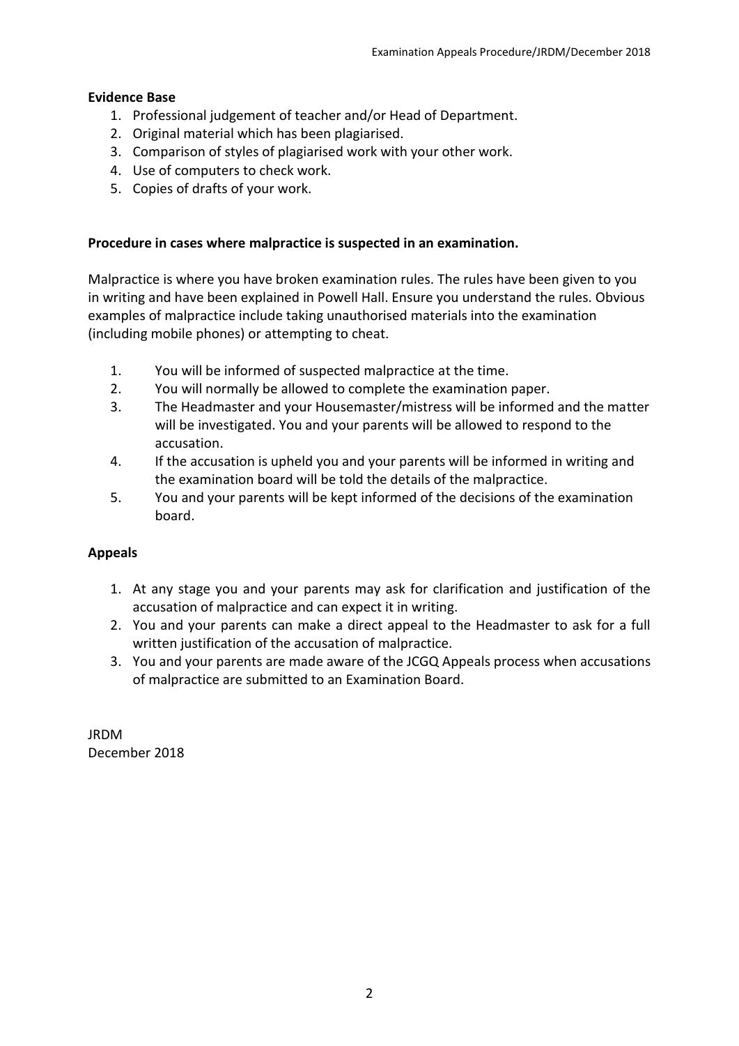**Evidence Base**

1. Professional judgement of teacher and/or Head of Department.
2. Original material which has been plagiarised.
3. Comparison of styles of plagiarised work with your other work.
4. Use of computers to check work.
5. Copies of drafts of your work.

**Procedure in cases where malpractice is suspected in an examination.**

Malpractice is where you have broken examination rules. The rules have been given to you in writing and have been explained in Powell Hall. Ensure you understand the rules. Obvious examples of malpractice include taking unauthorised materials into the examination (including mobile phones) or attempting to cheat.

1. You will be informed of suspected malpractice at the time.
2. You will normally be allowed to complete the examination paper.
3. The Headmaster and your Housemaster/mistress will be informed and the matter will be investigated. You and your parents will be allowed to respond to the accusation.
4. If the accusation is upheld you and your parents will be informed in writing and the examination board will be told the details of the malpractice.
5. You and your parents will be kept informed of the decisions of the examination board.

**Appeals**

1. At any stage you and your parents may ask for clarification and justification of the accusation of malpractice and can expect it in writing.
2. You and your parents can make a direct appeal to the Headmaster to ask for a full written justification of the accusation of malpractice.
3. You and your parents are made aware of the JCGQ Appeals process when accusations of malpractice are submitted to an Examination Board.

JRDM
December 2018